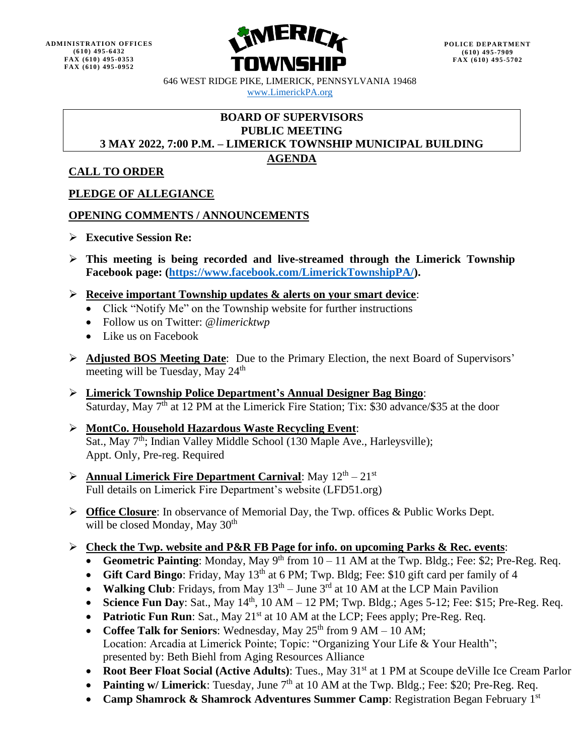ADMINISTRATION OFFICES
(610) 495-6432
FAX (610) 495-0353
FAX (610) 495-0952

LIMERICK TOWNSHIP

POLICE DEPARTMENT
(610) 495-7909
FAX (610) 495-5702

646 WEST RIDGE PIKE, LIMERICK, PENNSYLVANIA 19468
www.LimerickPA.org

**BOARD OF SUPERVISORS**
**PUBLIC MEETING**
**3 MAY 2022, 7:00 P.M. – LIMERICK TOWNSHIP MUNICIPAL BUILDING**

**AGENDA**

## CALL TO ORDER

## PLEDGE OF ALLEGIANCE

## OPENING COMMENTS / ANNOUNCEMENTS

- **Executive Session Re:**
- **This meeting is being recorded and live-streamed through the Limerick Township Facebook page: (https://www.facebook.com/LimerickTownshipPA/).**
- **Receive important Township updates & alerts on your smart device**:
  - Click "Notify Me" on the Township website for further instructions
  - Follow us on Twitter: *@limericktwp*
  - Like us on Facebook
- **Adjusted BOS Meeting Date**: Due to the Primary Election, the next Board of Supervisors' meeting will be Tuesday, May 24th
- **Limerick Township Police Department's Annual Designer Bag Bingo**: Saturday, May 7th at 12 PM at the Limerick Fire Station; Tix: $30 advance/$35 at the door
- **MontCo. Household Hazardous Waste Recycling Event**: Sat., May 7th; Indian Valley Middle School (130 Maple Ave., Harleysville); Appt. Only, Pre-reg. Required
- **Annual Limerick Fire Department Carnival**: May 12th – 21st
  Full details on Limerick Fire Department's website (LFD51.org)
- **Office Closure**: In observance of Memorial Day, the Twp. offices & Public Works Dept. will be closed Monday, May 30th
- **Check the Twp. website and P&R FB Page for info. on upcoming Parks & Rec. events**:
  - **Geometric Painting**: Monday, May 9th from 10 – 11 AM at the Twp. Bldg.; Fee: $2; Pre-Reg. Req.
  - **Gift Card Bingo**: Friday, May 13th at 6 PM; Twp. Bldg; Fee: $10 gift card per family of 4
  - **Walking Club**: Fridays, from May 13th – June 3rd at 10 AM at the LCP Main Pavilion
  - **Science Fun Day**: Sat., May 14th, 10 AM – 12 PM; Twp. Bldg.; Ages 5-12; Fee: $15; Pre-Reg. Req.
  - **Patriotic Fun Run**: Sat., May 21st at 10 AM at the LCP; Fees apply; Pre-Reg. Req.
  - **Coffee Talk for Seniors**: Wednesday, May 25th from 9 AM – 10 AM;
    Location: Arcadia at Limerick Pointe; Topic: "Organizing Your Life & Your Health";
    presented by: Beth Biehl from Aging Resources Alliance
  - **Root Beer Float Social (Active Adults)**: Tues., May 31st at 1 PM at Scoupe deVille Ice Cream Parlor
  - **Painting w/ Limerick**: Tuesday, June 7th at 10 AM at the Twp. Bldg.; Fee: $20; Pre-Reg. Req.
  - **Camp Shamrock & Shamrock Adventures Summer Camp**: Registration Began February 1st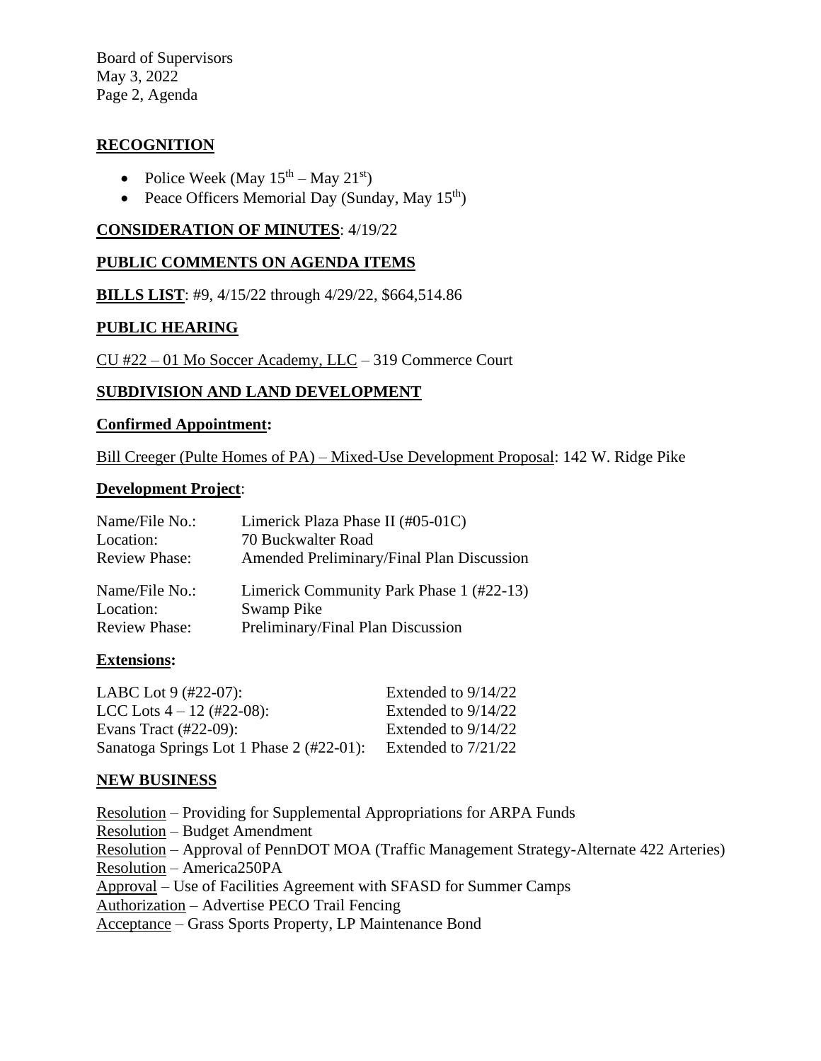## RECOGNITION

- Police Week (May 15th – May 21st)
- Peace Officers Memorial Day (Sunday, May 15th)

## CONSIDERATION OF MINUTES: 4/19/22

## PUBLIC COMMENTS ON AGENDA ITEMS

**BILLS LIST**: #9, 4/15/22 through 4/29/22, $664,514.86

## PUBLIC HEARING

CU #22 – 01 Mo Soccer Academy, LLC – 319 Commerce Court

## SUBDIVISION AND LAND DEVELOPMENT

**Confirmed Appointment:**

Bill Creeger (Pulte Homes of PA) – Mixed-Use Development Proposal: 142 W. Ridge Pike

**Development Project**:

| | |
|---|---|
| Name/File No.: | Limerick Plaza Phase II (#05-01C) |
| Location: | 70 Buckwalter Road |
| Review Phase: | Amended Preliminary/Final Plan Discussion |
| Name/File No.: | Limerick Community Park Phase 1 (#22-13) |
| Location: | Swamp Pike |
| Review Phase: | Preliminary/Final Plan Discussion |

**Extensions:**

| | |
|---|---|
| LABC Lot 9 (#22-07): | Extended to 9/14/22 |
| LCC Lots 4 – 12 (#22-08): | Extended to 9/14/22 |
| Evans Tract (#22-09): | Extended to 9/14/22 |
| Sanatoga Springs Lot 1 Phase 2 (#22-01): | Extended to 7/21/22 |

## NEW BUSINESS

Resolution – Providing for Supplemental Appropriations for ARPA Funds
Resolution – Budget Amendment
Resolution – Approval of PennDOT MOA (Traffic Management Strategy-Alternate 422 Arteries)
Resolution – America250PA
Approval – Use of Facilities Agreement with SFASD for Summer Camps
Authorization – Advertise PECO Trail Fencing
Acceptance – Grass Sports Property, LP Maintenance Bond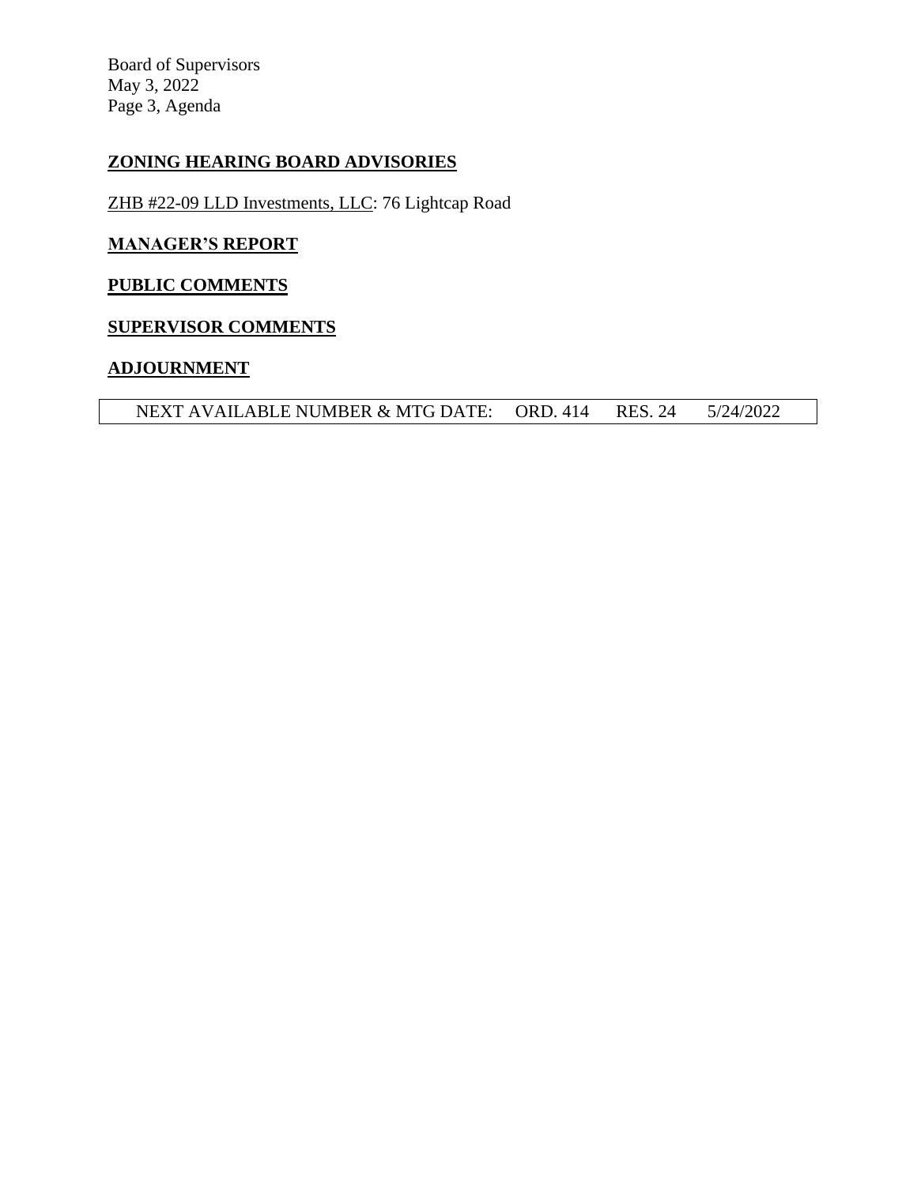## ZONING HEARING BOARD ADVISORIES

ZHB #22-09 LLD Investments, LLC: 76 Lightcap Road

## MANAGER'S REPORT

## PUBLIC COMMENTS

## SUPERVISOR COMMENTS

## ADJOURNMENT

| NEXT AVAILABLE NUMBER & MTG DATE: | ORD. 414 | RES. 24 | 5/24/2022 |
|---|---|---|---|